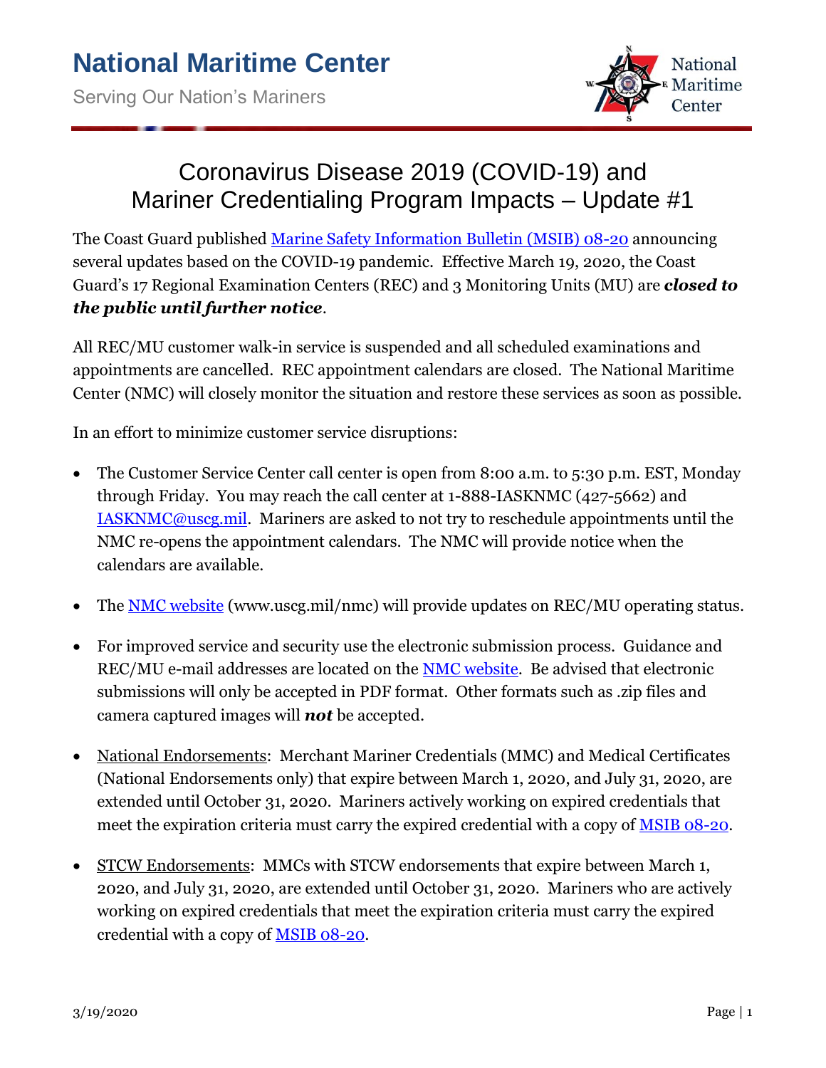# National Maritime Center

Serving Our Nation's Mariners

## Coronavirus Disease 2019 (COVID-19) and Mariner Credentialing Program Impacts – Update #1

The Coast Guard published Marine Safety Information Bulletin (MSIB) 08-20 announcing several updates based on the COVID-19 pandemic. Effective March 19, 2020, the Coast Guard's 17 Regional Examination Centers (REC) and 3 Monitoring Units (MU) are ***closed to the public until further notice***.

All REC/MU customer walk-in service is suspended and all scheduled examinations and appointments are cancelled. REC appointment calendars are closed. The National Maritime Center (NMC) will closely monitor the situation and restore these services as soon as possible.

In an effort to minimize customer service disruptions:

- The Customer Service Center call center is open from 8:00 a.m. to 5:30 p.m. EST, Monday through Friday. You may reach the call center at 1-888-IASKNMC (427-5662) and IASKNMC@uscg.mil. Mariners are asked to not try to reschedule appointments until the NMC re-opens the appointment calendars. The NMC will provide notice when the calendars are available.

- The NMC website (www.uscg.mil/nmc) will provide updates on REC/MU operating status.

- For improved service and security use the electronic submission process. Guidance and REC/MU e-mail addresses are located on the NMC website. Be advised that electronic submissions will only be accepted in PDF format. Other formats such as .zip files and camera captured images will ***not*** be accepted.

- National Endorsements: Merchant Mariner Credentials (MMC) and Medical Certificates (National Endorsements only) that expire between March 1, 2020, and July 31, 2020, are extended until October 31, 2020. Mariners actively working on expired credentials that meet the expiration criteria must carry the expired credential with a copy of MSIB 08-20.

- STCW Endorsements: MMCs with STCW endorsements that expire between March 1, 2020, and July 31, 2020, are extended until October 31, 2020. Mariners who are actively working on expired credentials that meet the expiration criteria must carry the expired credential with a copy of MSIB 08-20.

3/19/2020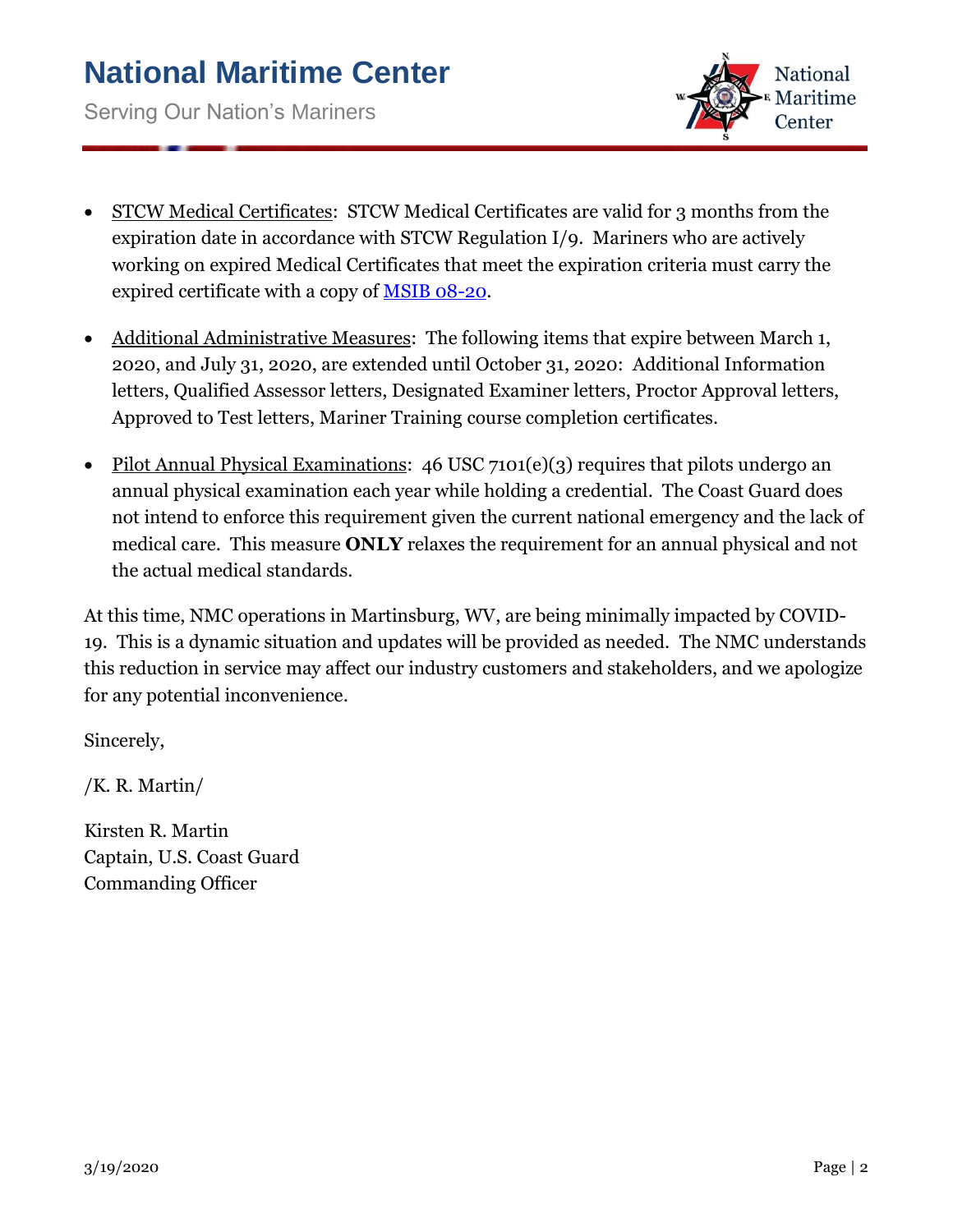- STCW Medical Certificates: STCW Medical Certificates are valid for 3 months from the expiration date in accordance with STCW Regulation I/9. Mariners who are actively working on expired Medical Certificates that meet the expiration criteria must carry the expired certificate with a copy of MSIB 08-20.

- Additional Administrative Measures: The following items that expire between March 1, 2020, and July 31, 2020, are extended until October 31, 2020: Additional Information letters, Qualified Assessor letters, Designated Examiner letters, Proctor Approval letters, Approved to Test letters, Mariner Training course completion certificates.

- Pilot Annual Physical Examinations: 46 USC 7101(e)(3) requires that pilots undergo an annual physical examination each year while holding a credential. The Coast Guard does not intend to enforce this requirement given the current national emergency and the lack of medical care. This measure **ONLY** relaxes the requirement for an annual physical and not the actual medical standards.

At this time, NMC operations in Martinsburg, WV, are being minimally impacted by COVID-19. This is a dynamic situation and updates will be provided as needed. The NMC understands this reduction in service may affect our industry customers and stakeholders, and we apologize for any potential inconvenience.

Sincerely,

/K. R. Martin/

Kirsten R. Martin
Captain, U.S. Coast Guard
Commanding Officer